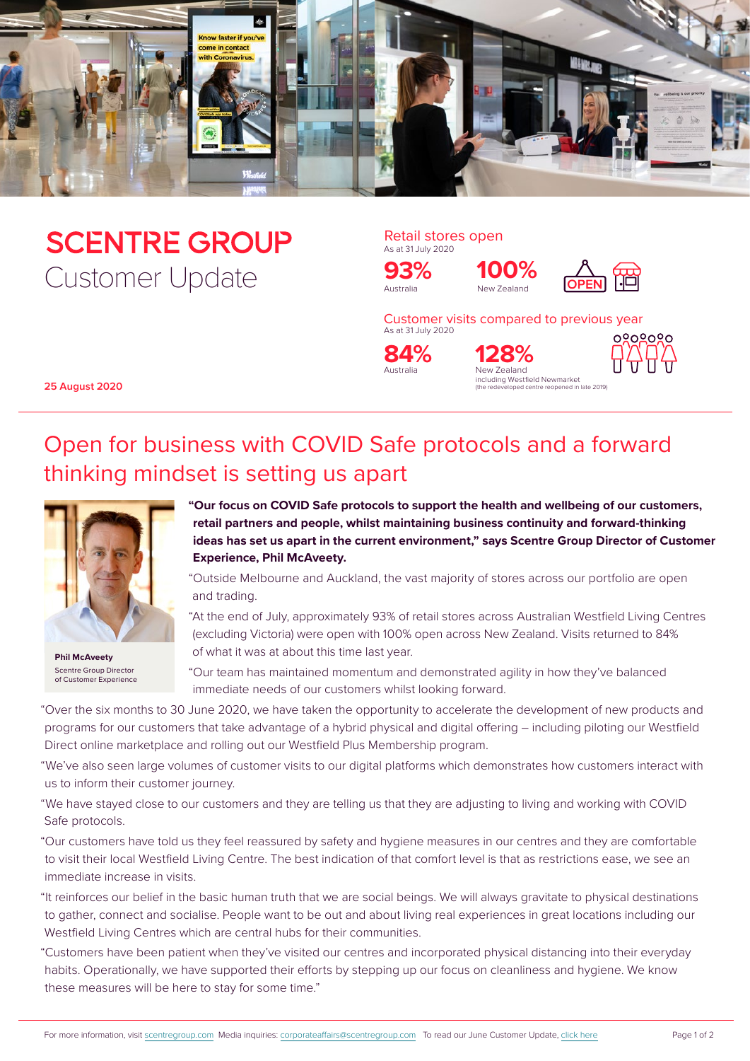# SCENTRE GROUP Customer Update

**25 August 2020**

### Retail stores open
As at 31 July 2020

**93%** Australia

**100%** New Zealand

### Customer visits compared to previous year
As at 31 July 2020

**84%** Australia

**128%** New Zealand including Westfield Newmarket (the redeveloped centre reopened in late 2019)

## Open for business with COVID Safe protocols and a forward thinking mindset is setting us apart

**Phil McAveety**
Scentre Group Director of Customer Experience

**"Our focus on COVID Safe protocols to support the health and wellbeing of our customers, retail partners and people, whilst maintaining business continuity and forward-thinking ideas has set us apart in the current environment," says Scentre Group Director of Customer Experience, Phil McAveety.**

"Outside Melbourne and Auckland, the vast majority of stores across our portfolio are open and trading.

"At the end of July, approximately 93% of retail stores across Australian Westfield Living Centres (excluding Victoria) were open with 100% open across New Zealand. Visits returned to 84% of what it was at about this time last year.

"Our team has maintained momentum and demonstrated agility in how they've balanced immediate needs of our customers whilst looking forward.

"Over the six months to 30 June 2020, we have taken the opportunity to accelerate the development of new products and programs for our customers that take advantage of a hybrid physical and digital offering – including piloting our Westfield Direct online marketplace and rolling out our Westfield Plus Membership program.

"We've also seen large volumes of customer visits to our digital platforms which demonstrates how customers interact with us to inform their customer journey.

"We have stayed close to our customers and they are telling us that they are adjusting to living and working with COVID Safe protocols.

"Our customers have told us they feel reassured by safety and hygiene measures in our centres and they are comfortable to visit their local Westfield Living Centre. The best indication of that comfort level is that as restrictions ease, we see an immediate increase in visits.

"It reinforces our belief in the basic human truth that we are social beings. We will always gravitate to physical destinations to gather, connect and socialise. People want to be out and about living real experiences in great locations including our Westfield Living Centres which are central hubs for their communities.

"Customers have been patient when they've visited our centres and incorporated physical distancing into their everyday habits. Operationally, we have supported their efforts by stepping up our focus on cleanliness and hygiene. We know these measures will be here to stay for some time."

For more information, visit scentregroup.com Media inquiries: corporateaffairs@scentregroup.com To read our June Customer Update, click here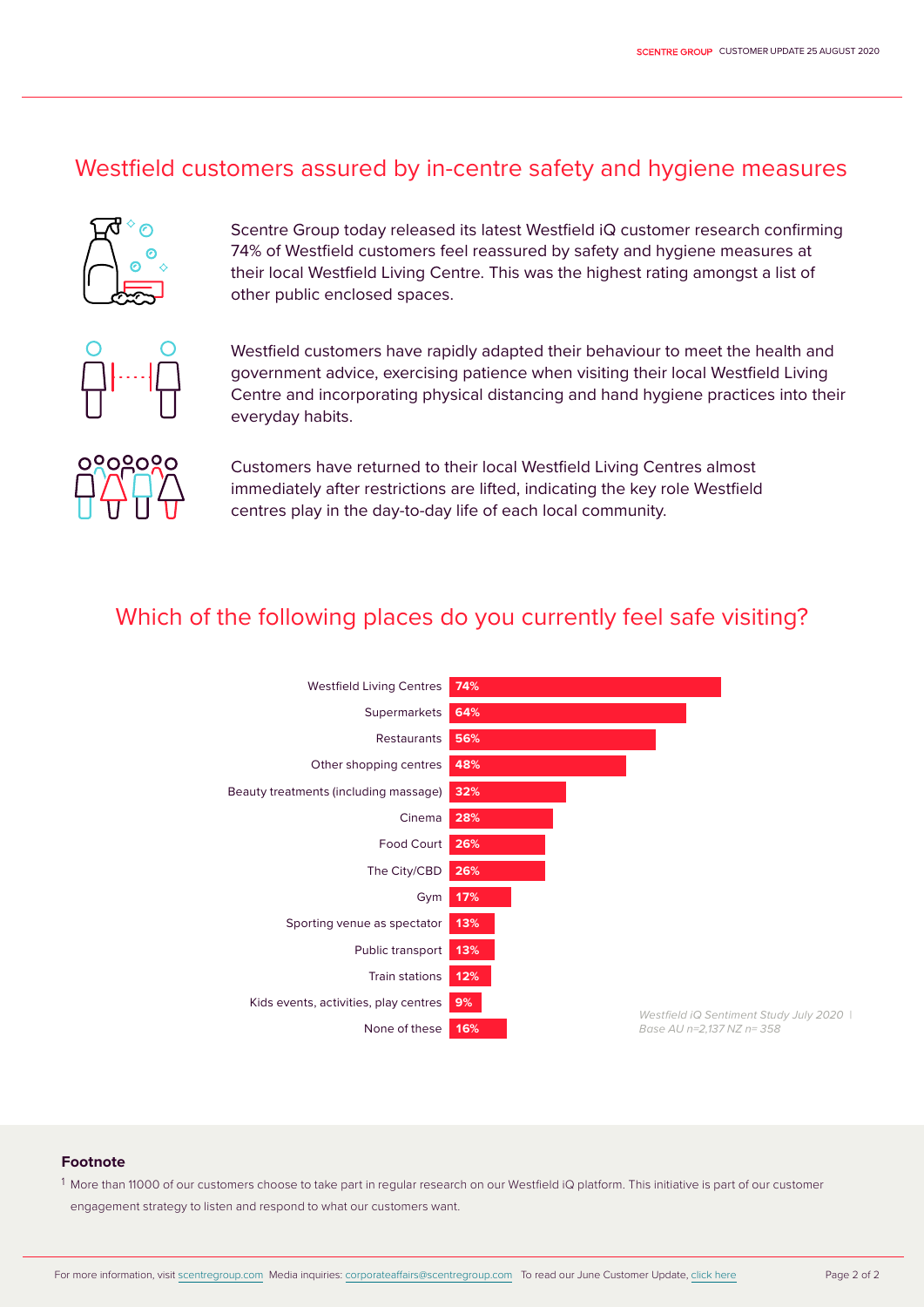## Westfield customers assured by in-centre safety and hygiene measures

Scentre Group today released its latest Westfield iQ customer research confirming 74% of Westfield customers feel reassured by safety and hygiene measures at their local Westfield Living Centre. This was the highest rating amongst a list of other public enclosed spaces.

Westfield customers have rapidly adapted their behaviour to meet the health and government advice, exercising patience when visiting their local Westfield Living Centre and incorporating physical distancing and hand hygiene practices into their everyday habits.

Customers have returned to their local Westfield Living Centres almost immediately after restrictions are lifted, indicating the key role Westfield centres play in the day-to-day life of each local community.

## Which of the following places do you currently feel safe visiting?

Westfield Living Centres 74%
Supermarkets 64%
Restaurants 56%
Other shopping centres 48%
Beauty treatments (including massage) 32%
Cinema 28%
Food Court 26%
The City/CBD 26%
Gym 17%
Sporting venue as spectator 13%
Public transport 13%
Train stations 12%
Kids events, activities, play centres 9%
None of these 16%

*Westfield iQ Sentiment Study July 2020 | Base AU n=2,137 NZ n= 358*

**Footnote**

[1] More than 11000 of our customers choose to take part in regular research on our Westfield iQ platform. This initiative is part of our customer engagement strategy to listen and respond to what our customers want.

For more information, visit scentregroup.com Media inquiries: corporateaffairs@scentregroup.com To read our June Customer Update, click here